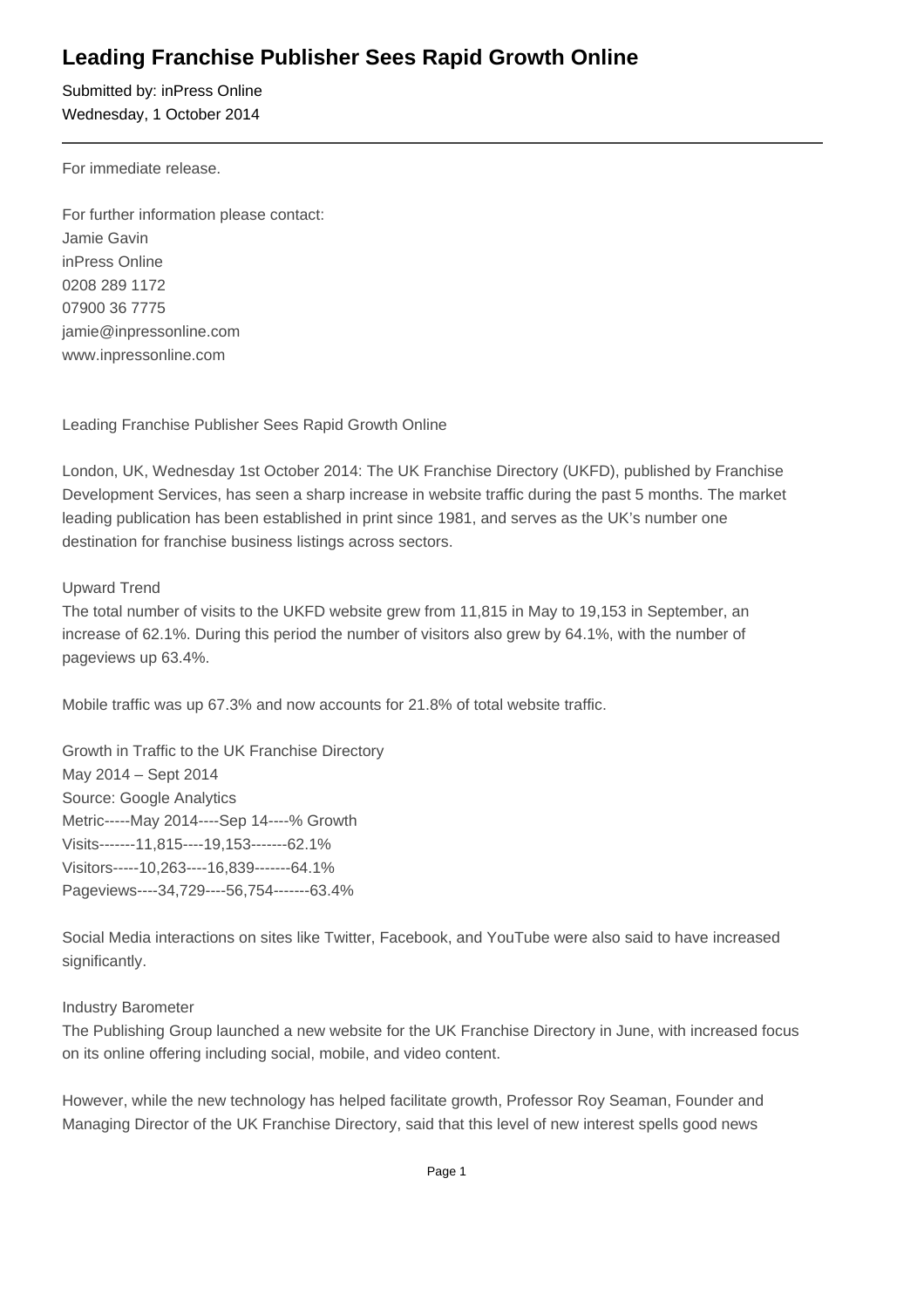# Leading Franchise Publisher Sees Rapid Growth Online

Submitted by: inPress Online
Wednesday, 1 October 2014

---

For immediate release.

For further information please contact:
Jamie Gavin
inPress Online
0208 289 1172
07900 36 7775
jamie@inpressonline.com
www.inpressonline.com

Leading Franchise Publisher Sees Rapid Growth Online

London, UK, Wednesday 1st October 2014: The UK Franchise Directory (UKFD), published by Franchise Development Services, has seen a sharp increase in website traffic during the past 5 months. The market leading publication has been established in print since 1981, and serves as the UK's number one destination for franchise business listings across sectors.

Upward Trend
The total number of visits to the UKFD website grew from 11,815 in May to 19,153 in September, an increase of 62.1%. During this period the number of visitors also grew by 64.1%, with the number of pageviews up 63.4%.

Mobile traffic was up 67.3% and now accounts for 21.8% of total website traffic.

Growth in Traffic to the UK Franchise Directory
May 2014 – Sept 2014
Source: Google Analytics

| Metric | May 2014 | Sep 14 | % Growth |
| --- | --- | --- | --- |
| Visits | 11,815 | 19,153 | 62.1% |
| Visitors | 10,263 | 16,839 | 64.1% |
| Pageviews | 34,729 | 56,754 | 63.4% |

Social Media interactions on sites like Twitter, Facebook, and YouTube were also said to have increased significantly.

Industry Barometer
The Publishing Group launched a new website for the UK Franchise Directory in June, with increased focus on its online offering including social, mobile, and video content.

However, while the new technology has helped facilitate growth, Professor Roy Seaman, Founder and Managing Director of the UK Franchise Directory, said that this level of new interest spells good news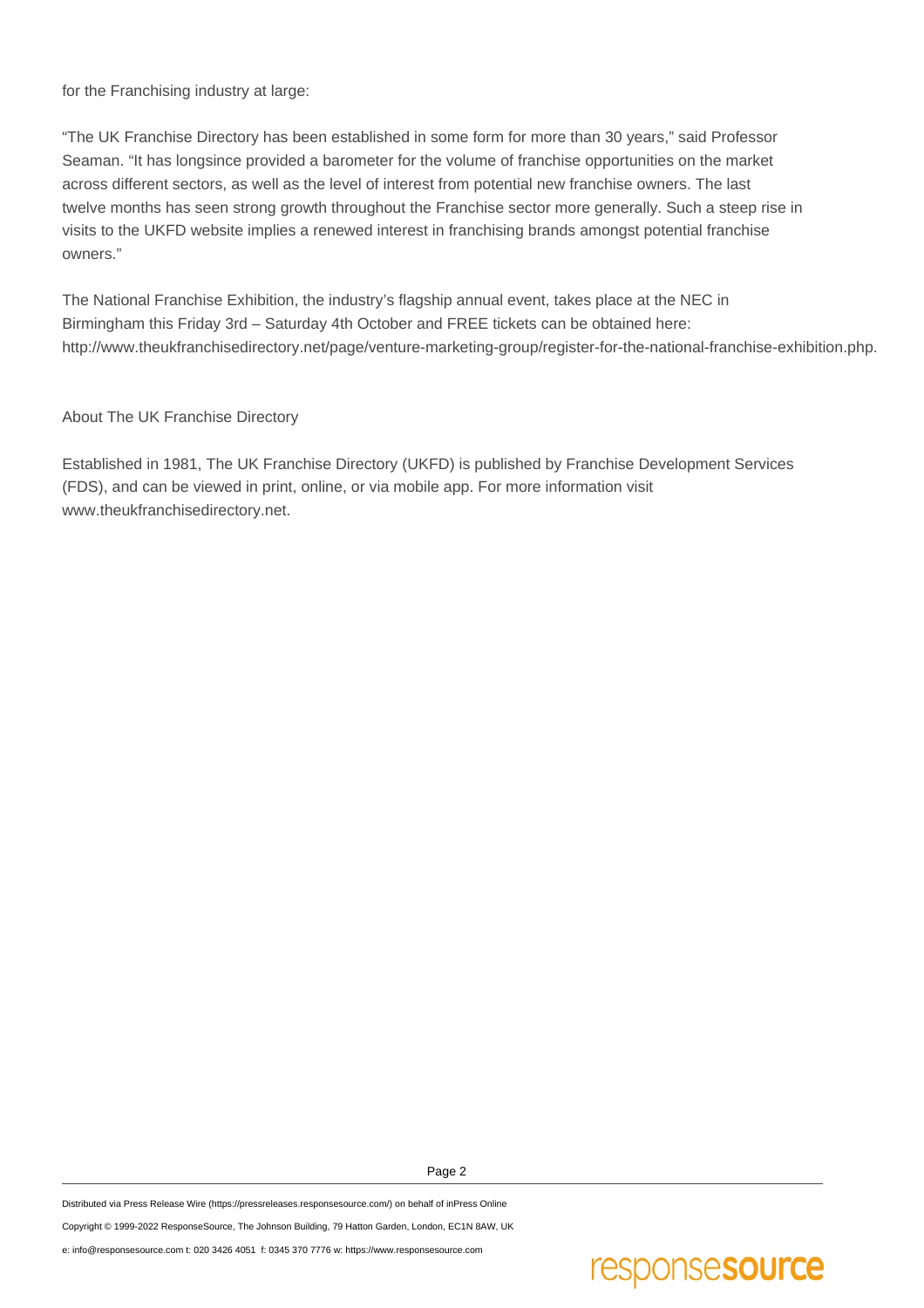for the Franchising industry at large:

“The UK Franchise Directory has been established in some form for more than 30 years,” said Professor Seaman. “It has longsince provided a barometer for the volume of franchise opportunities on the market across different sectors, as well as the level of interest from potential new franchise owners. The last twelve months has seen strong growth throughout the Franchise sector more generally. Such a steep rise in visits to the UKFD website implies a renewed interest in franchising brands amongst potential franchise owners.”

The National Franchise Exhibition, the industry’s flagship annual event, takes place at the NEC in Birmingham this Friday 3rd – Saturday 4th October and FREE tickets can be obtained here: http://www.theukfranchisedirectory.net/page/venture-marketing-group/register-for-the-national-franchise-exhibition.php.

About The UK Franchise Directory

Established in 1981, The UK Franchise Directory (UKFD) is published by Franchise Development Services (FDS), and can be viewed in print, online, or via mobile app. For more information visit www.theukfranchisedirectory.net.